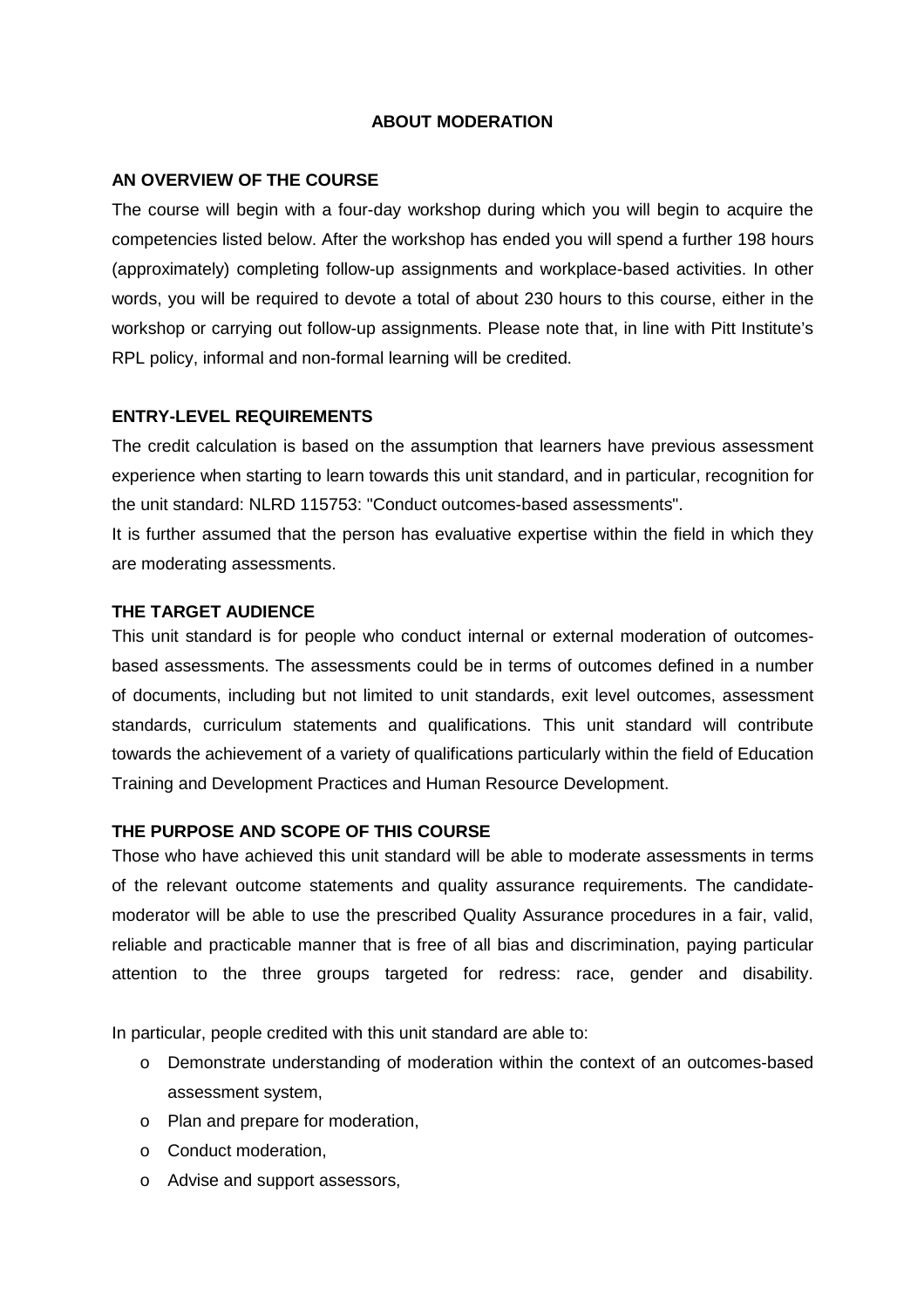# ABOUT MODERATION

## AN OVERVIEW OF THE COURSE

The course will begin with a four-day workshop during which you will begin to acquire the competencies listed below. After the workshop has ended you will spend a further 198 hours (approximately) completing follow-up assignments and workplace-based activities. In other words, you will be required to devote a total of about 230 hours to this course, either in the workshop or carrying out follow-up assignments. Please note that, in line with Pitt Institute's RPL policy, informal and non-formal learning will be credited.

## ENTRY-LEVEL REQUIREMENTS

The credit calculation is based on the assumption that learners have previous assessment experience when starting to learn towards this unit standard, and in particular, recognition for the unit standard: NLRD 115753: "Conduct outcomes-based assessments".

It is further assumed that the person has evaluative expertise within the field in which they are moderating assessments.

## THE TARGET AUDIENCE

This unit standard is for people who conduct internal or external moderation of outcomes-based assessments. The assessments could be in terms of outcomes defined in a number of documents, including but not limited to unit standards, exit level outcomes, assessment standards, curriculum statements and qualifications. This unit standard will contribute towards the achievement of a variety of qualifications particularly within the field of Education Training and Development Practices and Human Resource Development.

## THE PURPOSE AND SCOPE OF THIS COURSE

Those who have achieved this unit standard will be able to moderate assessments in terms of the relevant outcome statements and quality assurance requirements. The candidate-moderator will be able to use the prescribed Quality Assurance procedures in a fair, valid, reliable and practicable manner that is free of all bias and discrimination, paying particular attention to the three groups targeted for redress: race, gender and disability.

In particular, people credited with this unit standard are able to:

- Demonstrate understanding of moderation within the context of an outcomes-based assessment system,
- Plan and prepare for moderation,
- Conduct moderation,
- Advise and support assessors,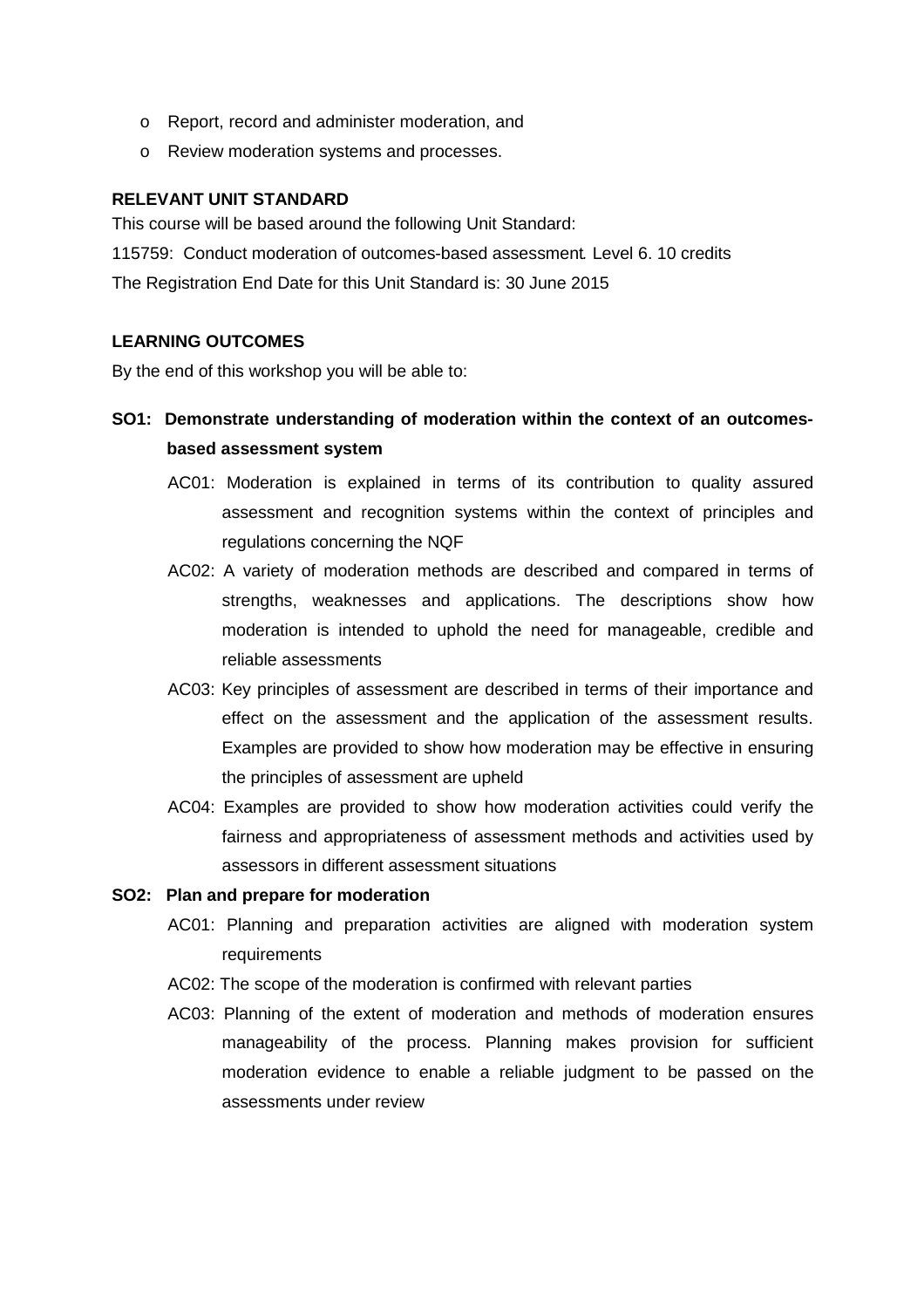- Report, record and administer moderation, and
- Review moderation systems and processes.

**RELEVANT UNIT STANDARD**

This course will be based around the following Unit Standard:

115759: Conduct moderation of outcomes-based assessment. Level 6. 10 credits

The Registration End Date for this Unit Standard is: 30 June 2015

**LEARNING OUTCOMES**

By the end of this workshop you will be able to:

**SO1: Demonstrate understanding of moderation within the context of an outcomes-based assessment system**

AC01: Moderation is explained in terms of its contribution to quality assured assessment and recognition systems within the context of principles and regulations concerning the NQF

AC02: A variety of moderation methods are described and compared in terms of strengths, weaknesses and applications. The descriptions show how moderation is intended to uphold the need for manageable, credible and reliable assessments

AC03: Key principles of assessment are described in terms of their importance and effect on the assessment and the application of the assessment results. Examples are provided to show how moderation may be effective in ensuring the principles of assessment are upheld

AC04: Examples are provided to show how moderation activities could verify the fairness and appropriateness of assessment methods and activities used by assessors in different assessment situations

**SO2: Plan and prepare for moderation**

AC01: Planning and preparation activities are aligned with moderation system requirements

AC02: The scope of the moderation is confirmed with relevant parties

AC03: Planning of the extent of moderation and methods of moderation ensures manageability of the process. Planning makes provision for sufficient moderation evidence to enable a reliable judgment to be passed on the assessments under review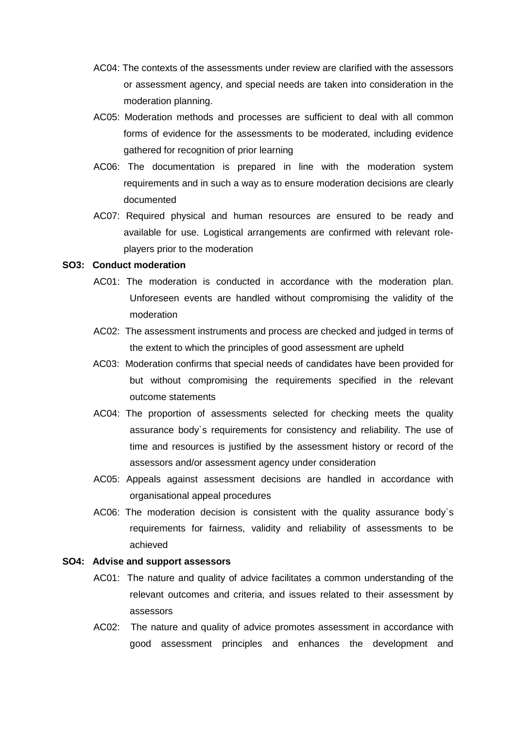AC04: The contexts of the assessments under review are clarified with the assessors or assessment agency, and special needs are taken into consideration in the moderation planning.

AC05: Moderation methods and processes are sufficient to deal with all common forms of evidence for the assessments to be moderated, including evidence gathered for recognition of prior learning

AC06: The documentation is prepared in line with the moderation system requirements and in such a way as to ensure moderation decisions are clearly documented

AC07: Required physical and human resources are ensured to be ready and available for use. Logistical arrangements are confirmed with relevant role-players prior to the moderation

**SO3: Conduct moderation**

AC01: The moderation is conducted in accordance with the moderation plan. Unforeseen events are handled without compromising the validity of the moderation

AC02: The assessment instruments and process are checked and judged in terms of the extent to which the principles of good assessment are upheld

AC03: Moderation confirms that special needs of candidates have been provided for but without compromising the requirements specified in the relevant outcome statements

AC04: The proportion of assessments selected for checking meets the quality assurance body`s requirements for consistency and reliability. The use of time and resources is justified by the assessment history or record of the assessors and/or assessment agency under consideration

AC05: Appeals against assessment decisions are handled in accordance with organisational appeal procedures

AC06: The moderation decision is consistent with the quality assurance body`s requirements for fairness, validity and reliability of assessments to be achieved

**SO4: Advise and support assessors**

AC01: The nature and quality of advice facilitates a common understanding of the relevant outcomes and criteria, and issues related to their assessment by assessors

AC02: The nature and quality of advice promotes assessment in accordance with good assessment principles and enhances the development and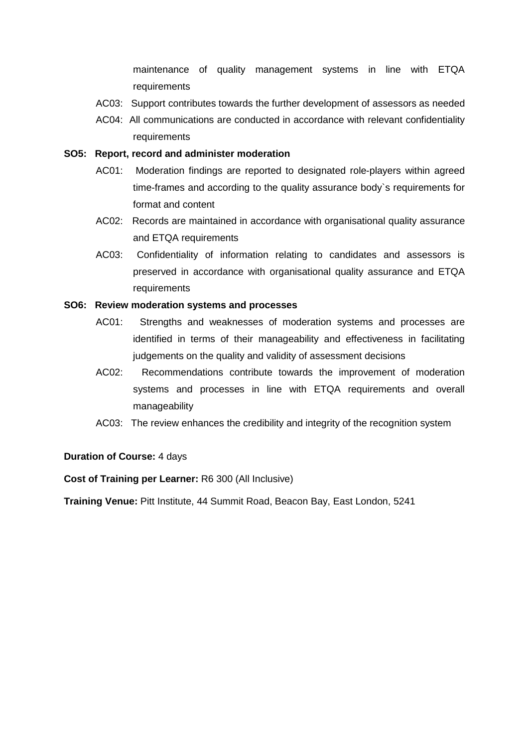maintenance of quality management systems in line with ETQA requirements

AC03: Support contributes towards the further development of assessors as needed

AC04: All communications are conducted in accordance with relevant confidentiality requirements

**SO5: Report, record and administer moderation**

AC01: Moderation findings are reported to designated role-players within agreed time-frames and according to the quality assurance body`s requirements for format and content

AC02: Records are maintained in accordance with organisational quality assurance and ETQA requirements

AC03: Confidentiality of information relating to candidates and assessors is preserved in accordance with organisational quality assurance and ETQA requirements

**SO6: Review moderation systems and processes**

AC01: Strengths and weaknesses of moderation systems and processes are identified in terms of their manageability and effectiveness in facilitating judgements on the quality and validity of assessment decisions

AC02: Recommendations contribute towards the improvement of moderation systems and processes in line with ETQA requirements and overall manageability

AC03: The review enhances the credibility and integrity of the recognition system

**Duration of Course:** 4 days

**Cost of Training per Learner:** R6 300 (All Inclusive)

**Training Venue:** Pitt Institute, 44 Summit Road, Beacon Bay, East London, 5241